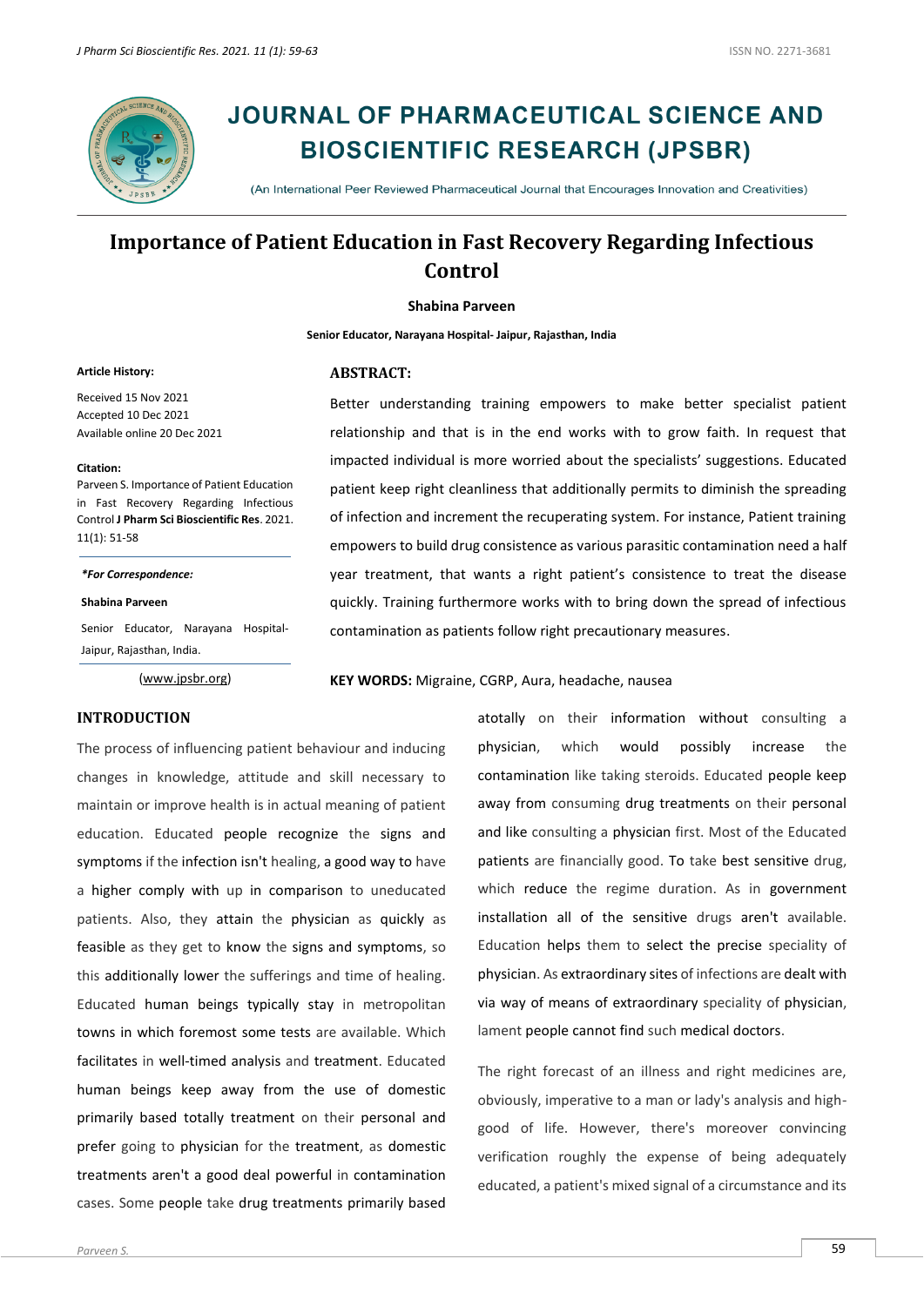# JOURNAL OF PHARMACEUTICAL SCIENCE AND BIOSCIENTIFIC RESEARCH (JPSBR)

(An International Peer Reviewed Pharmaceutical Journal that Encourages Innovation and Creativities)

## Importance of Patient Education in Fast Recovery Regarding Infectious Control

**Shabina Parveen**

**Senior Educator, Narayana Hospital- Jaipur, Rajasthan, India**

**Article History:**

Received 15 Nov 2021
Accepted 10 Dec 2021
Available online 20 Dec 2021

**Citation:**
Parveen S. Importance of Patient Education in Fast Recovery Regarding Infectious Control **J Pharm Sci Bioscientific Res**. 2021. 11(1): 51-58

***For Correspondence:***

**Shabina Parveen**

Senior Educator, Narayana Hospital- Jaipur, Rajasthan, India.

(www.jpsbr.org)

### ABSTRACT:

Better understanding training empowers to make better specialist patient relationship and that is in the end works with to grow faith. In request that impacted individual is more worried about the specialists' suggestions. Educated patient keep right cleanliness that additionally permits to diminish the spreading of infection and increment the recuperating system. For instance, Patient training empowers to build drug consistence as various parasitic contamination need a half year treatment, that wants a right patient's consistence to treat the disease quickly. Training furthermore works with to bring down the spread of infectious contamination as patients follow right precautionary measures.

**KEY WORDS:** Migraine, CGRP, Aura, headache, nausea

### INTRODUCTION

The process of influencing patient behaviour and inducing changes in knowledge, attitude and skill necessary to maintain or improve health is in actual meaning of patient education. Educated people recognize the signs and symptoms if the infection isn't healing, a good way to have a higher comply with up in comparison to uneducated patients. Also, they attain the physician as quickly as feasible as they get to know the signs and symptoms, so this additionally lower the sufferings and time of healing. Educated human beings typically stay in metropolitan towns in which foremost some tests are available. Which facilitates in well-timed analysis and treatment. Educated human beings keep away from the use of domestic primarily based totally treatment on their personal and prefer going to physician for the treatment, as domestic treatments aren't a good deal powerful in contamination cases. Some people take drug treatments primarily based atotally on their information without consulting a physician, which would possibly increase the contamination like taking steroids. Educated people keep away from consuming drug treatments on their personal and like consulting a physician first. Most of the Educated patients are financially good. To take best sensitive drug, which reduce the regime duration. As in government installation all of the sensitive drugs aren't available. Education helps them to select the precise speciality of physician. As extraordinary sites of infections are dealt with via way of means of extraordinary speciality of physician, lament people cannot find such medical doctors.

The right forecast of an illness and right medicines are, obviously, imperative to a man or lady's analysis and high-good of life. However, there's moreover convincing verification roughly the expense of being adequately educated, a patient's mixed signal of a circumstance and its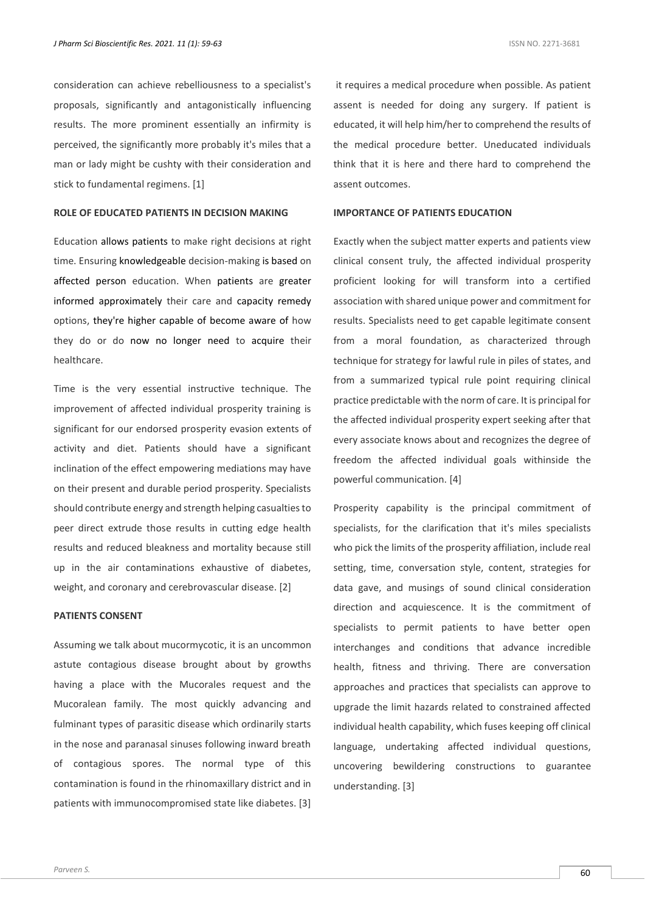consideration can achieve rebelliousness to a specialist's proposals, significantly and antagonistically influencing results. The more prominent essentially an infirmity is perceived, the significantly more probably it's miles that a man or lady might be cushty with their consideration and stick to fundamental regimens. [1]

## ROLE OF EDUCATED PATIENTS IN DECISION MAKING

Education allows patients to make right decisions at right time. Ensuring knowledgeable decision-making is based on affected person education. When patients are greater informed approximately their care and capacity remedy options, they're higher capable of become aware of how they do or do now no longer need to acquire their healthcare.

Time is the very essential instructive technique. The improvement of affected individual prosperity training is significant for our endorsed prosperity evasion extents of activity and diet. Patients should have a significant inclination of the effect empowering mediations may have on their present and durable period prosperity. Specialists should contribute energy and strength helping casualties to peer direct extrude those results in cutting edge health results and reduced bleakness and mortality because still up in the air contaminations exhaustive of diabetes, weight, and coronary and cerebrovascular disease. [2]

## PATIENTS CONSENT

Assuming we talk about mucormycotic, it is an uncommon astute contagious disease brought about by growths having a place with the Mucorales request and the Mucoralean family. The most quickly advancing and fulminant types of parasitic disease which ordinarily starts in the nose and paranasal sinuses following inward breath of contagious spores. The normal type of this contamination is found in the rhinomaxillary district and in patients with immunocompromised state like diabetes. [3]

it requires a medical procedure when possible. As patient assent is needed for doing any surgery. If patient is educated, it will help him/her to comprehend the results of the medical procedure better. Uneducated individuals think that it is here and there hard to comprehend the assent outcomes.

## IMPORTANCE OF PATIENTS EDUCATION

Exactly when the subject matter experts and patients view clinical consent truly, the affected individual prosperity proficient looking for will transform into a certified association with shared unique power and commitment for results. Specialists need to get capable legitimate consent from a moral foundation, as characterized through technique for strategy for lawful rule in piles of states, and from a summarized typical rule point requiring clinical practice predictable with the norm of care. It is principal for the affected individual prosperity expert seeking after that every associate knows about and recognizes the degree of freedom the affected individual goals withinside the powerful communication. [4]

Prosperity capability is the principal commitment of specialists, for the clarification that it's miles specialists who pick the limits of the prosperity affiliation, include real setting, time, conversation style, content, strategies for data gave, and musings of sound clinical consideration direction and acquiescence. It is the commitment of specialists to permit patients to have better open interchanges and conditions that advance incredible health, fitness and thriving. There are conversation approaches and practices that specialists can approve to upgrade the limit hazards related to constrained affected individual health capability, which fuses keeping off clinical language, undertaking affected individual questions, uncovering bewildering constructions to guarantee understanding. [3]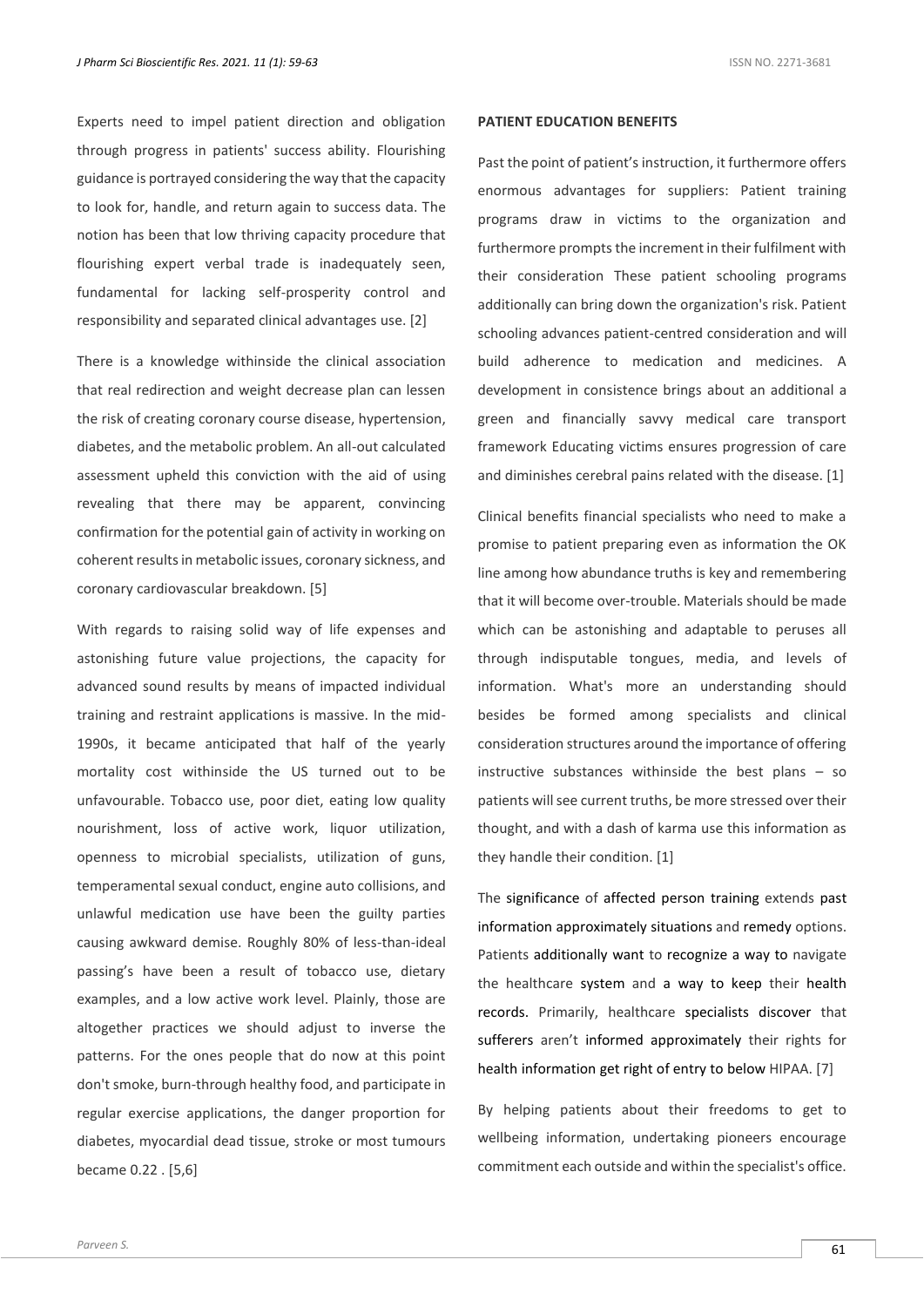Experts need to impel patient direction and obligation through progress in patients' success ability. Flourishing guidance is portrayed considering the way that the capacity to look for, handle, and return again to success data. The notion has been that low thriving capacity procedure that flourishing expert verbal trade is inadequately seen, fundamental for lacking self-prosperity control and responsibility and separated clinical advantages use. [2]

There is a knowledge withinside the clinical association that real redirection and weight decrease plan can lessen the risk of creating coronary course disease, hypertension, diabetes, and the metabolic problem. An all-out calculated assessment upheld this conviction with the aid of using revealing that there may be apparent, convincing confirmation for the potential gain of activity in working on coherent results in metabolic issues, coronary sickness, and coronary cardiovascular breakdown. [5]

With regards to raising solid way of life expenses and astonishing future value projections, the capacity for advanced sound results by means of impacted individual training and restraint applications is massive. In the mid-1990s, it became anticipated that half of the yearly mortality cost withinside the US turned out to be unfavourable. Tobacco use, poor diet, eating low quality nourishment, loss of active work, liquor utilization, openness to microbial specialists, utilization of guns, temperamental sexual conduct, engine auto collisions, and unlawful medication use have been the guilty parties causing awkward demise. Roughly 80% of less-than-ideal passing's have been a result of tobacco use, dietary examples, and a low active work level. Plainly, those are altogether practices we should adjust to inverse the patterns. For the ones people that do now at this point don't smoke, burn-through healthy food, and participate in regular exercise applications, the danger proportion for diabetes, myocardial dead tissue, stroke or most tumours became 0.22 . [5,6]

**PATIENT EDUCATION BENEFITS**

Past the point of patient's instruction, it furthermore offers enormous advantages for suppliers: Patient training programs draw in victims to the organization and furthermore prompts the increment in their fulfilment with their consideration These patient schooling programs additionally can bring down the organization's risk. Patient schooling advances patient-centred consideration and will build adherence to medication and medicines. A development in consistence brings about an additional a green and financially savvy medical care transport framework Educating victims ensures progression of care and diminishes cerebral pains related with the disease. [1]

Clinical benefits financial specialists who need to make a promise to patient preparing even as information the OK line among how abundance truths is key and remembering that it will become over-trouble. Materials should be made which can be astonishing and adaptable to peruses all through indisputable tongues, media, and levels of information. What's more an understanding should besides be formed among specialists and clinical consideration structures around the importance of offering instructive substances withinside the best plans – so patients will see current truths, be more stressed over their thought, and with a dash of karma use this information as they handle their condition. [1]

The significance of affected person training extends past information approximately situations and remedy options. Patients additionally want to recognize a way to navigate the healthcare system and a way to keep their health records. Primarily, healthcare specialists discover that sufferers aren't informed approximately their rights for health information get right of entry to below HIPAA. [7]

By helping patients about their freedoms to get to wellbeing information, undertaking pioneers encourage commitment each outside and within the specialist's office.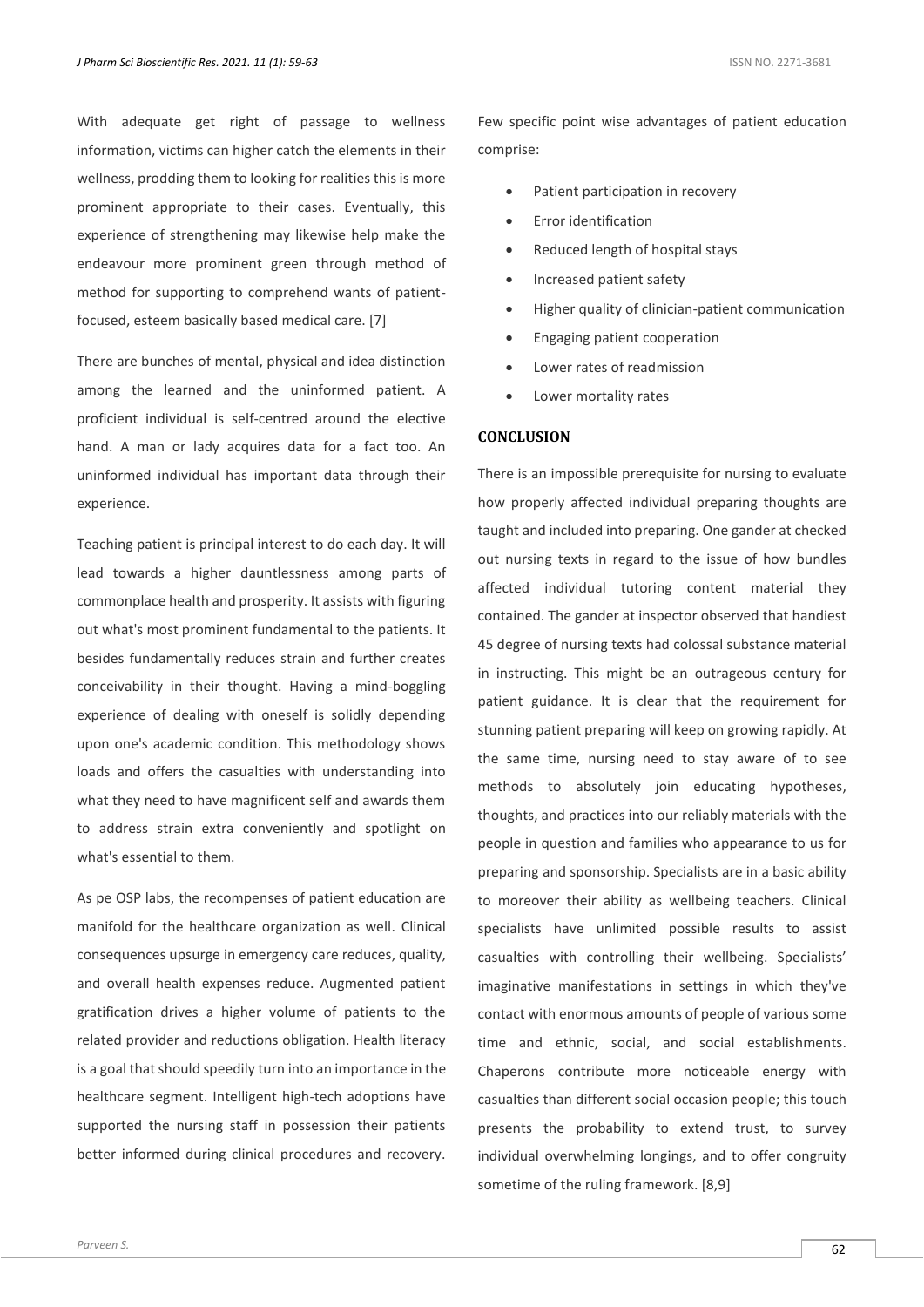With adequate get right of passage to wellness information, victims can higher catch the elements in their wellness, prodding them to looking for realities this is more prominent appropriate to their cases. Eventually, this experience of strengthening may likewise help make the endeavour more prominent green through method of method for supporting to comprehend wants of patient-focused, esteem basically based medical care. [7]

There are bunches of mental, physical and idea distinction among the learned and the uninformed patient. A proficient individual is self-centred around the elective hand. A man or lady acquires data for a fact too. An uninformed individual has important data through their experience.

Teaching patient is principal interest to do each day. It will lead towards a higher dauntlessness among parts of commonplace health and prosperity. It assists with figuring out what's most prominent fundamental to the patients. It besides fundamentally reduces strain and further creates conceivability in their thought. Having a mind-boggling experience of dealing with oneself is solidly depending upon one's academic condition. This methodology shows loads and offers the casualties with understanding into what they need to have magnificent self and awards them to address strain extra conveniently and spotlight on what's essential to them.

As pe OSP labs, the recompenses of patient education are manifold for the healthcare organization as well. Clinical consequences upsurge in emergency care reduces, quality, and overall health expenses reduce. Augmented patient gratification drives a higher volume of patients to the related provider and reductions obligation. Health literacy is a goal that should speedily turn into an importance in the healthcare segment. Intelligent high-tech adoptions have supported the nursing staff in possession their patients better informed during clinical procedures and recovery.

Few specific point wise advantages of patient education comprise:

- Patient participation in recovery
- Error identification
- Reduced length of hospital stays
- Increased patient safety
- Higher quality of clinician-patient communication
- Engaging patient cooperation
- Lower rates of readmission
- Lower mortality rates

## CONCLUSION

There is an impossible prerequisite for nursing to evaluate how properly affected individual preparing thoughts are taught and included into preparing. One gander at checked out nursing texts in regard to the issue of how bundles affected individual tutoring content material they contained. The gander at inspector observed that handiest 45 degree of nursing texts had colossal substance material in instructing. This might be an outrageous century for patient guidance. It is clear that the requirement for stunning patient preparing will keep on growing rapidly. At the same time, nursing need to stay aware of to see methods to absolutely join educating hypotheses, thoughts, and practices into our reliably materials with the people in question and families who appearance to us for preparing and sponsorship. Specialists are in a basic ability to moreover their ability as wellbeing teachers. Clinical specialists have unlimited possible results to assist casualties with controlling their wellbeing. Specialists' imaginative manifestations in settings in which they've contact with enormous amounts of people of various some time and ethnic, social, and social establishments. Chaperons contribute more noticeable energy with casualties than different social occasion people; this touch presents the probability to extend trust, to survey individual overwhelming longings, and to offer congruity sometime of the ruling framework. [8,9]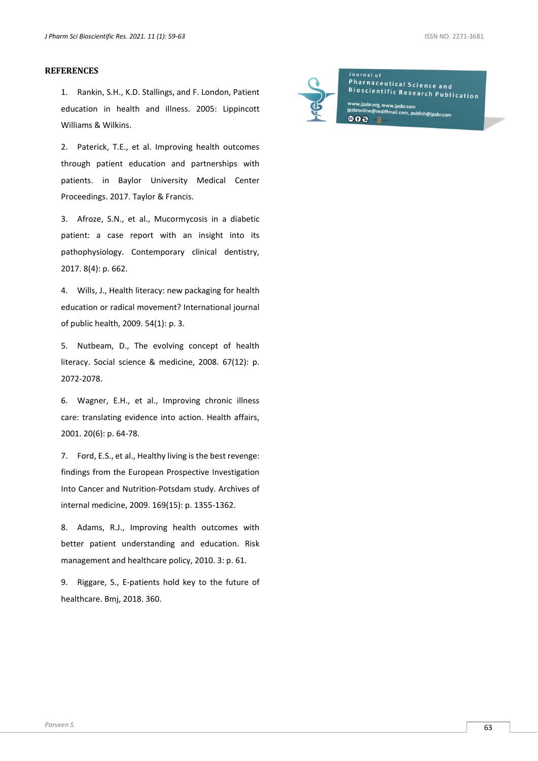## REFERENCES

1. Rankin, S.H., K.D. Stallings, and F. London, Patient education in health and illness. 2005: Lippincott Williams & Wilkins.

2. Paterick, T.E., et al. Improving health outcomes through patient education and partnerships with patients. in Baylor University Medical Center Proceedings. 2017. Taylor & Francis.

3. Afroze, S.N., et al., Mucormycosis in a diabetic patient: a case report with an insight into its pathophysiology. Contemporary clinical dentistry, 2017. 8(4): p. 662.

4. Wills, J., Health literacy: new packaging for health education or radical movement? International journal of public health, 2009. 54(1): p. 3.

5. Nutbeam, D., The evolving concept of health literacy. Social science & medicine, 2008. 67(12): p. 2072-2078.

6. Wagner, E.H., et al., Improving chronic illness care: translating evidence into action. Health affairs, 2001. 20(6): p. 64-78.

7. Ford, E.S., et al., Healthy living is the best revenge: findings from the European Prospective Investigation Into Cancer and Nutrition-Potsdam study. Archives of internal medicine, 2009. 169(15): p. 1355-1362.

8. Adams, R.J., Improving health outcomes with better patient understanding and education. Risk management and healthcare policy, 2010. 3: p. 61.

9. Riggare, S., E-patients hold key to the future of healthcare. Bmj, 2018. 360.